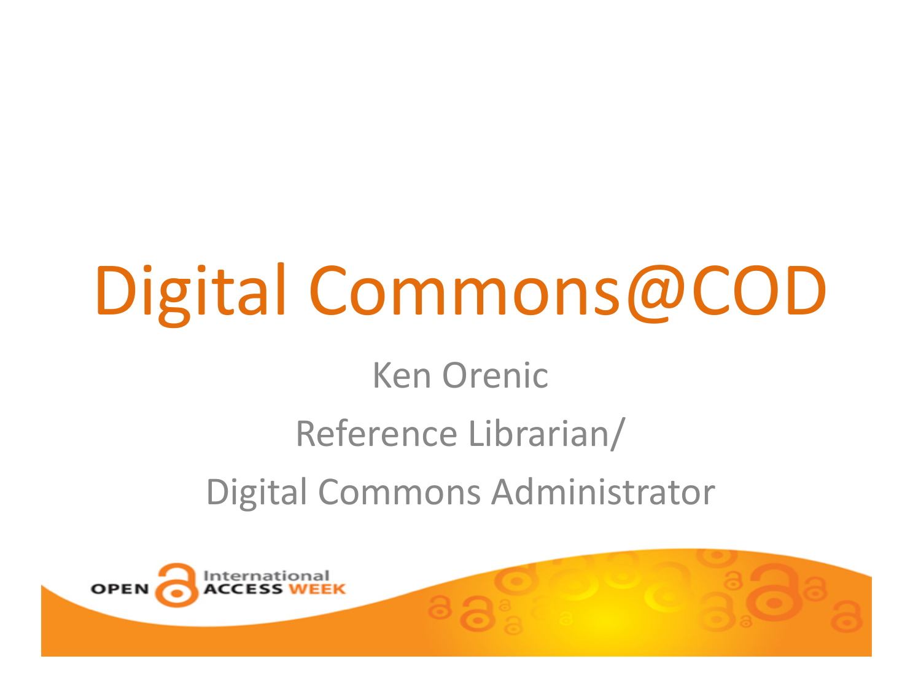# Digital Commons@COD

Ken Orenic

Reference Librarian/

Digital Commons Administrator

OPEN International ACCESS WEEK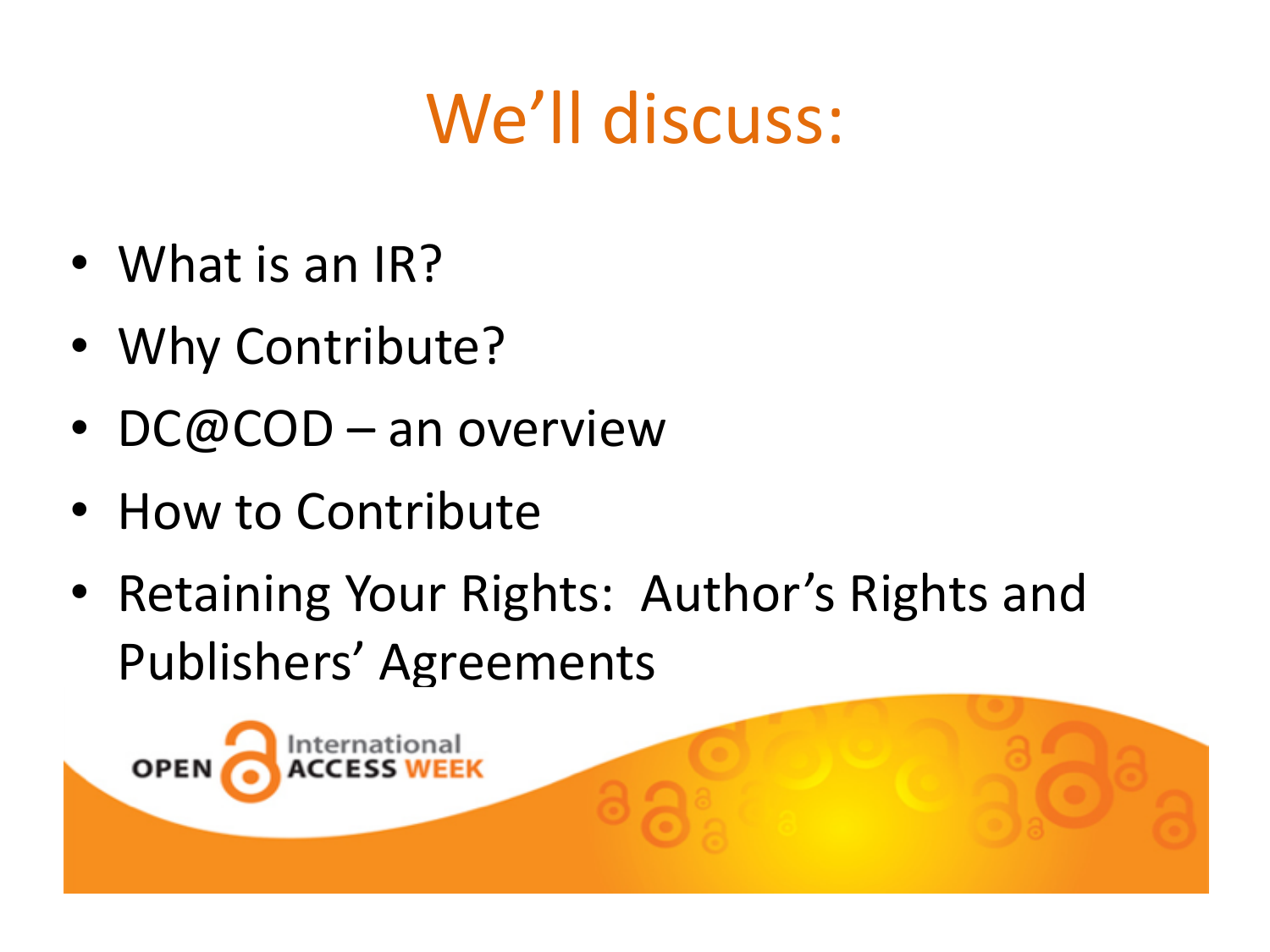# We'll discuss:

- What is an IR?
- Why Contribute?
- DC@COD – an overview
- How to Contribute
- Retaining Your Rights: Author's Rights and Publishers' Agreements

OPEN International ACCESS WEEK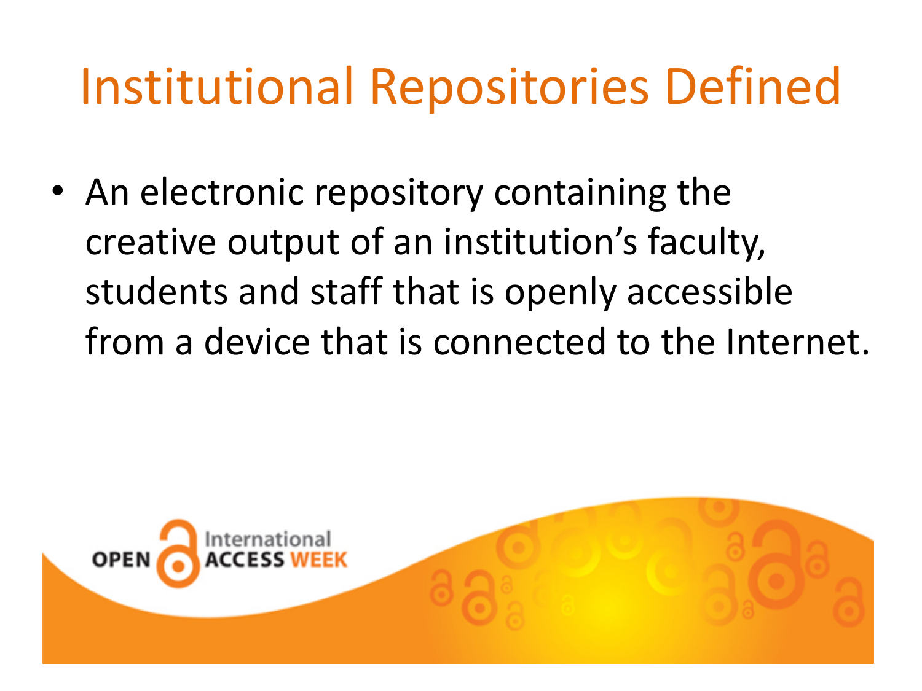# Institutional Repositories Defined

- An electronic repository containing the creative output of an institution's faculty, students and staff that is openly accessible from a device that is connected to the Internet.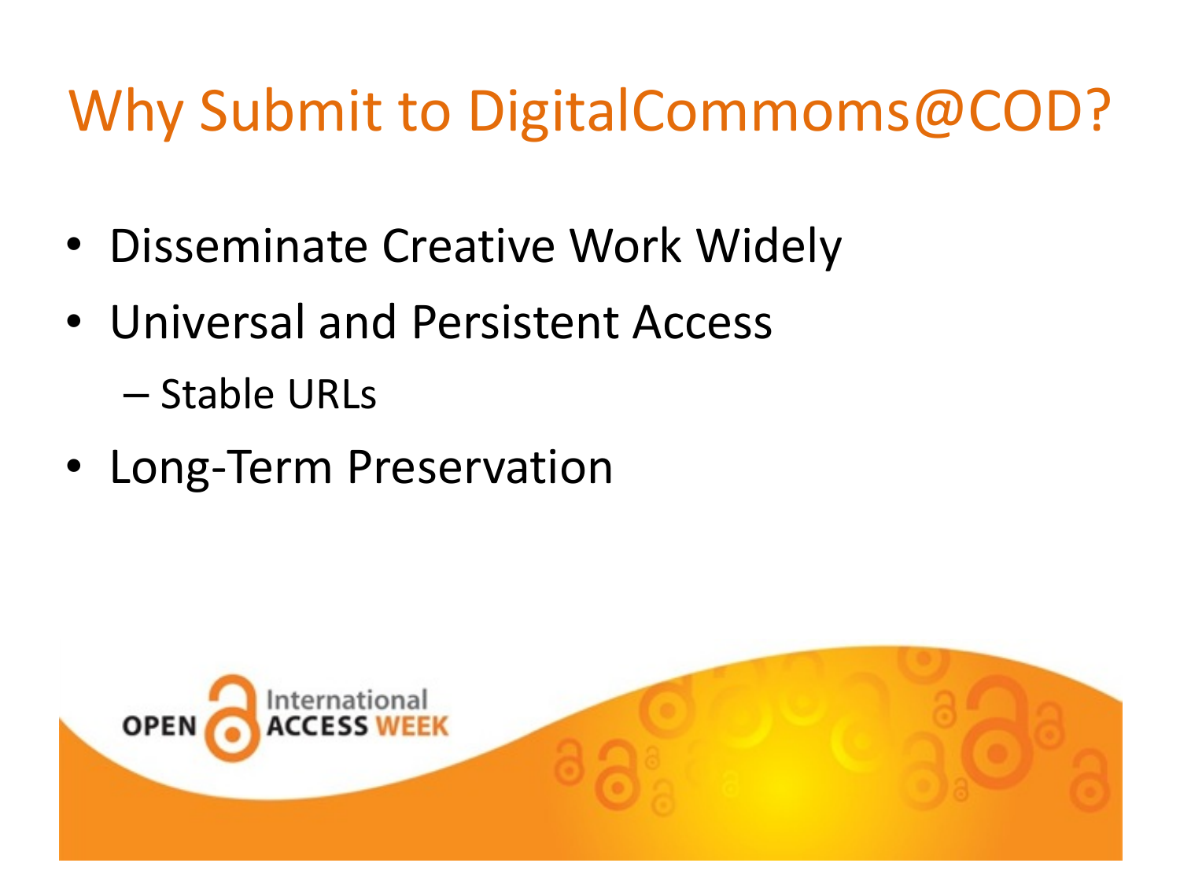# Why Submit to DigitalCommoms@COD?

- Disseminate Creative Work Widely
- Universal and Persistent Access
  - Stable URLs
- Long-Term Preservation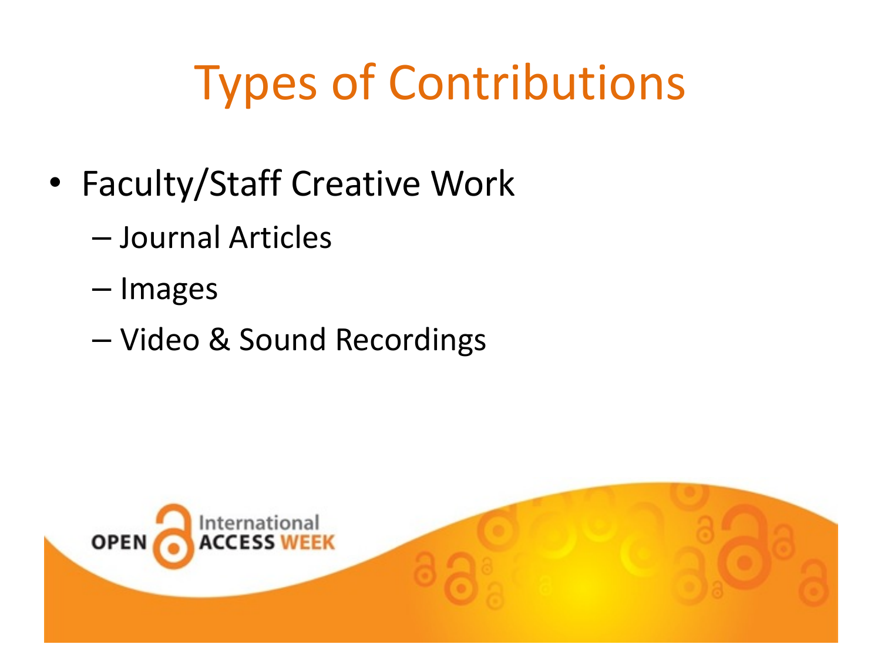# Types of Contributions

- Faculty/Staff Creative Work
  - Journal Articles
  - Images
  - Video & Sound Recordings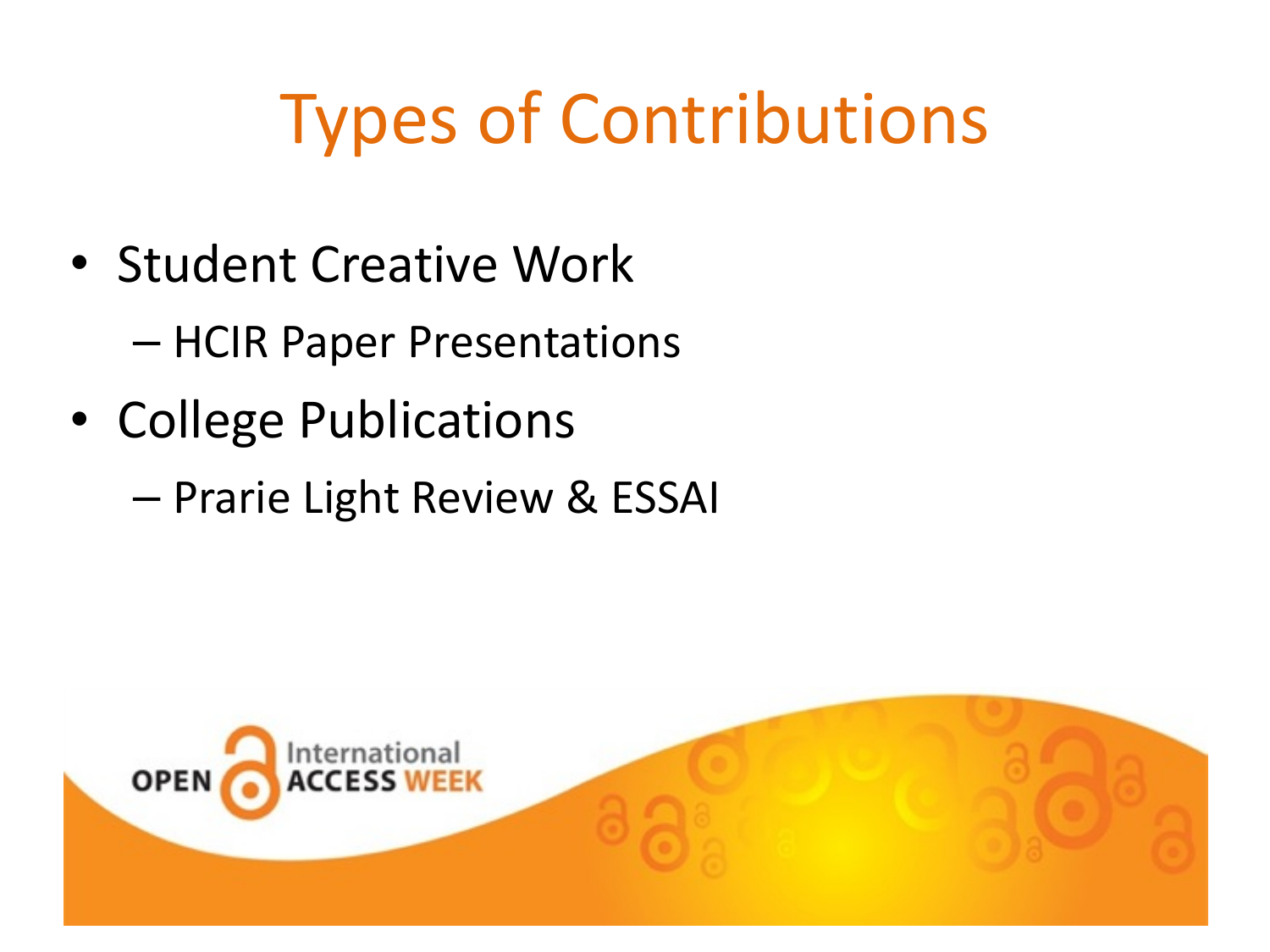# Types of Contributions

- Student Creative Work
  - HCIR Paper Presentations
- College Publications
  - Prarie Light Review & ESSAI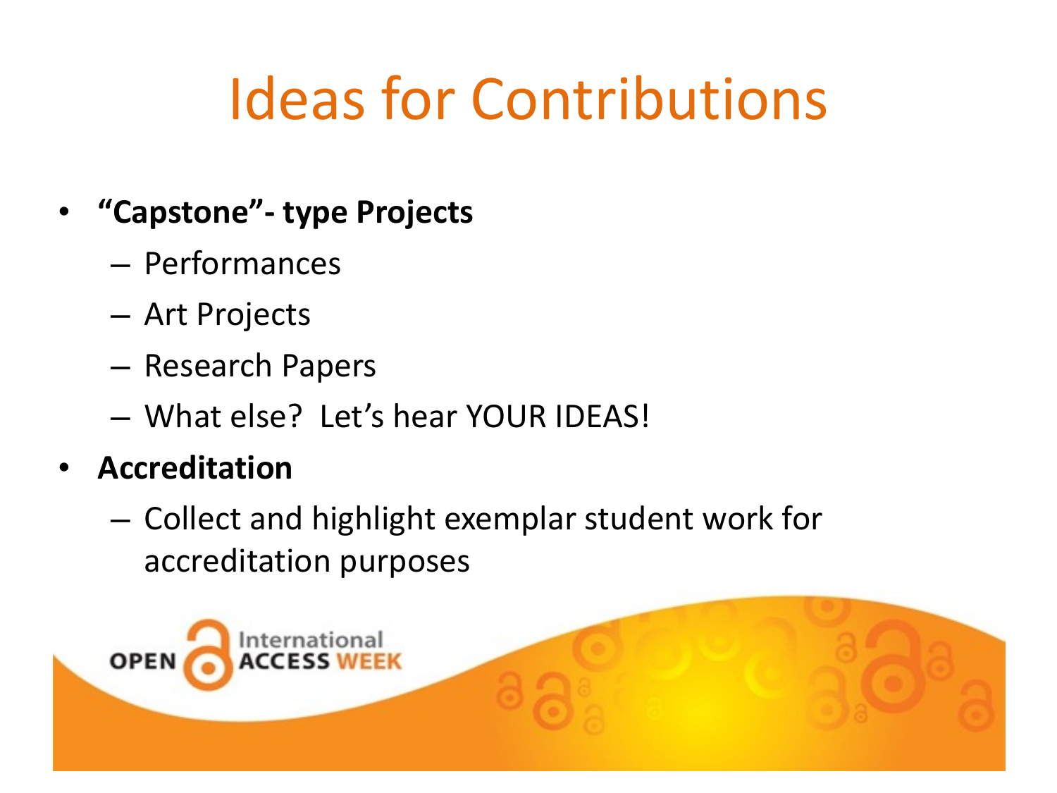# Ideas for Contributions

- **"Capstone"- type Projects**
  - Performances
  - Art Projects
  - Research Papers
  - What else? Let's hear YOUR IDEAS!
- **Accreditation**
  - Collect and highlight exemplar student work for accreditation purposes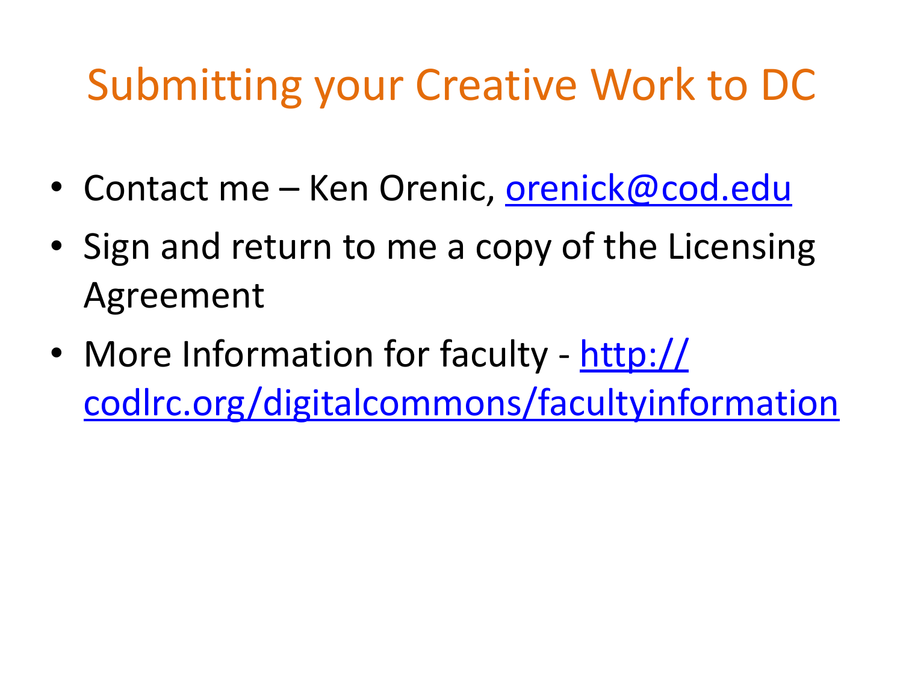# Submitting your Creative Work to DC

- Contact me – Ken Orenic, orenick@cod.edu
- Sign and return to me a copy of the Licensing Agreement
- More Information for faculty - http://codlrc.org/digitalcommons/facultyinformation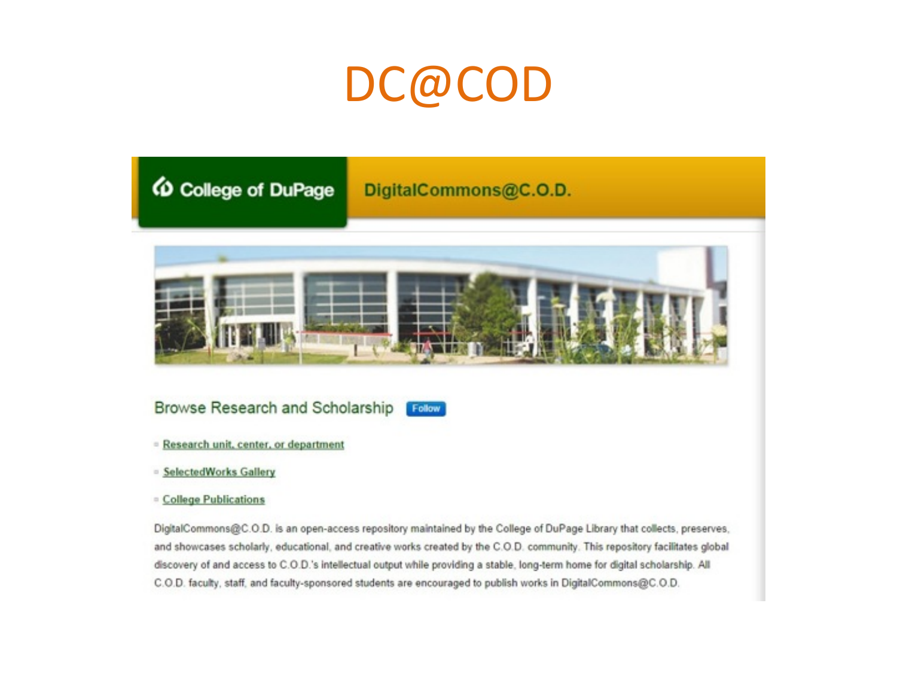# DC@COD

College of DuPage

DigitalCommons@C.O.D.

Browse Research and Scholarship Follow

- Research unit, center, or department
- SelectedWorks Gallery
- College Publications

DigitalCommons@C.O.D. is an open-access repository maintained by the College of DuPage Library that collects, preserves, and showcases scholarly, educational, and creative works created by the C.O.D. community. This repository facilitates global discovery of and access to C.O.D.'s intellectual output while providing a stable, long-term home for digital scholarship. All C.O.D. faculty, staff, and faculty-sponsored students are encouraged to publish works in DigitalCommons@C.O.D.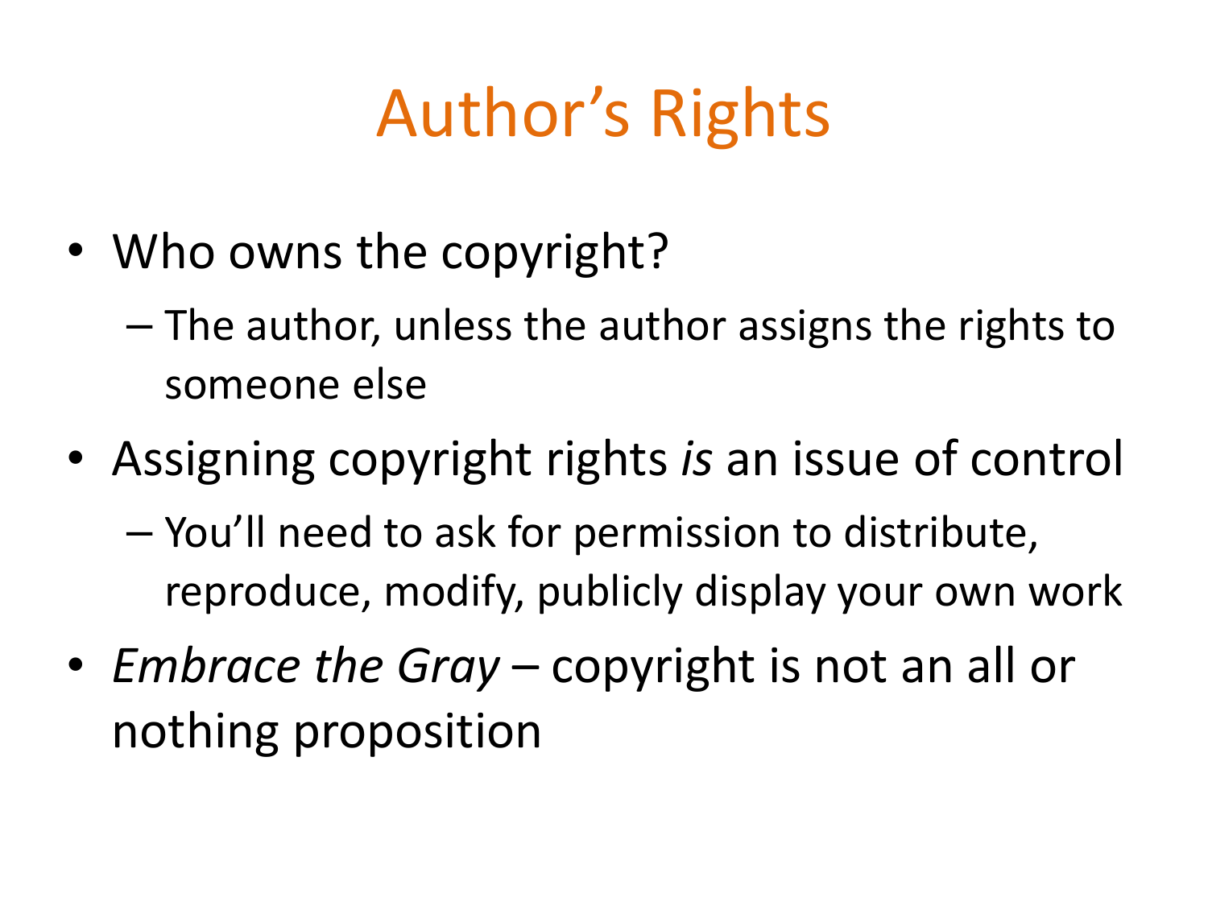# Author's Rights

- Who owns the copyright?
  - The author, unless the author assigns the rights to someone else
- Assigning copyright rights *is* an issue of control
  - You'll need to ask for permission to distribute, reproduce, modify, publicly display your own work
- *Embrace the Gray* – copyright is not an all or nothing proposition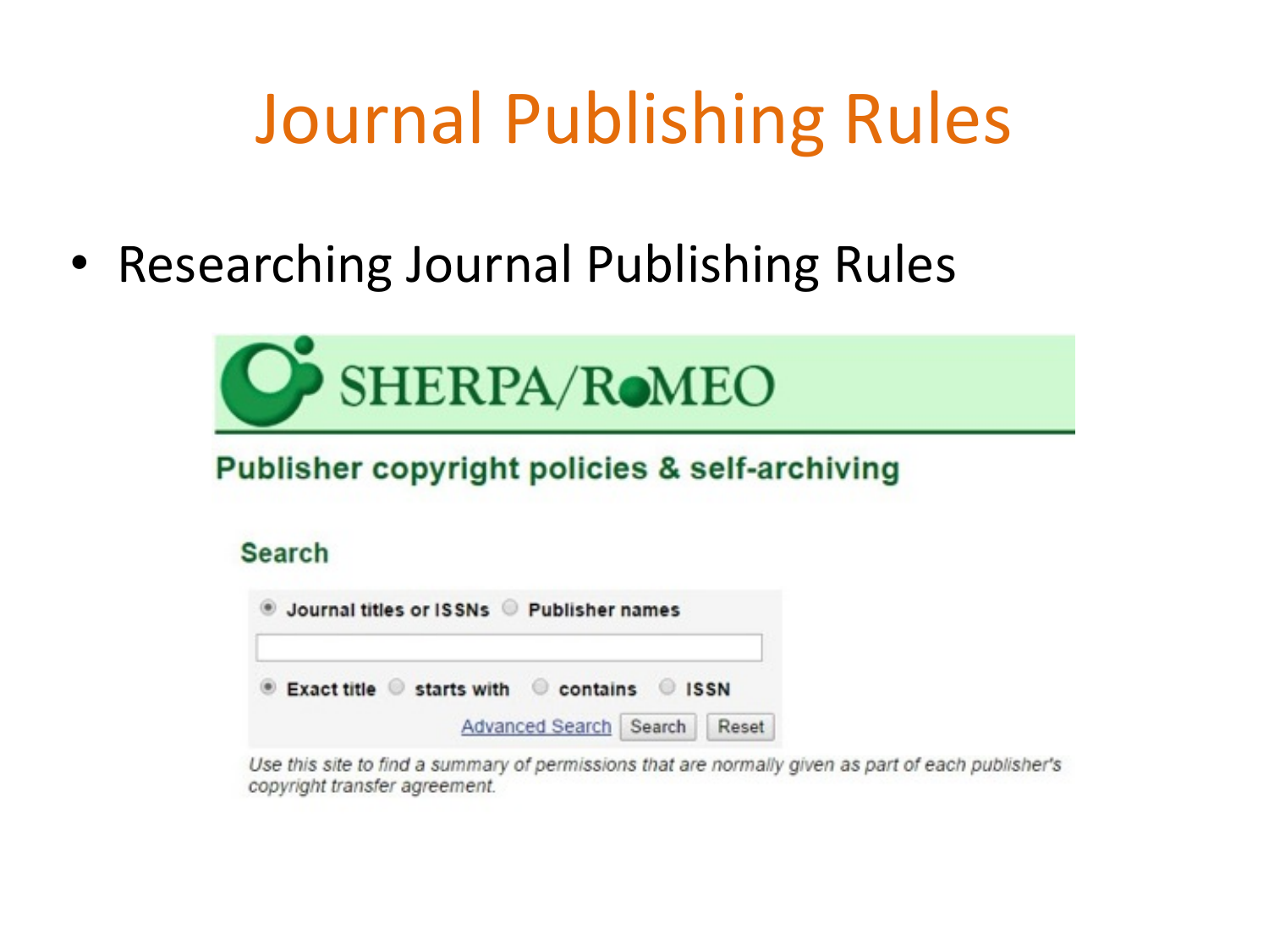# Journal Publishing Rules

- Researching Journal Publishing Rules

SHERPA/RoMEO

**Publisher copyright policies & self-archiving**

**Search**

Journal titles or ISSNs / Publisher names

Exact title / starts with / contains / ISSN

Advanced Search | Search | Reset

*Use this site to find a summary of permissions that are normally given as part of each publisher's copyright transfer agreement.*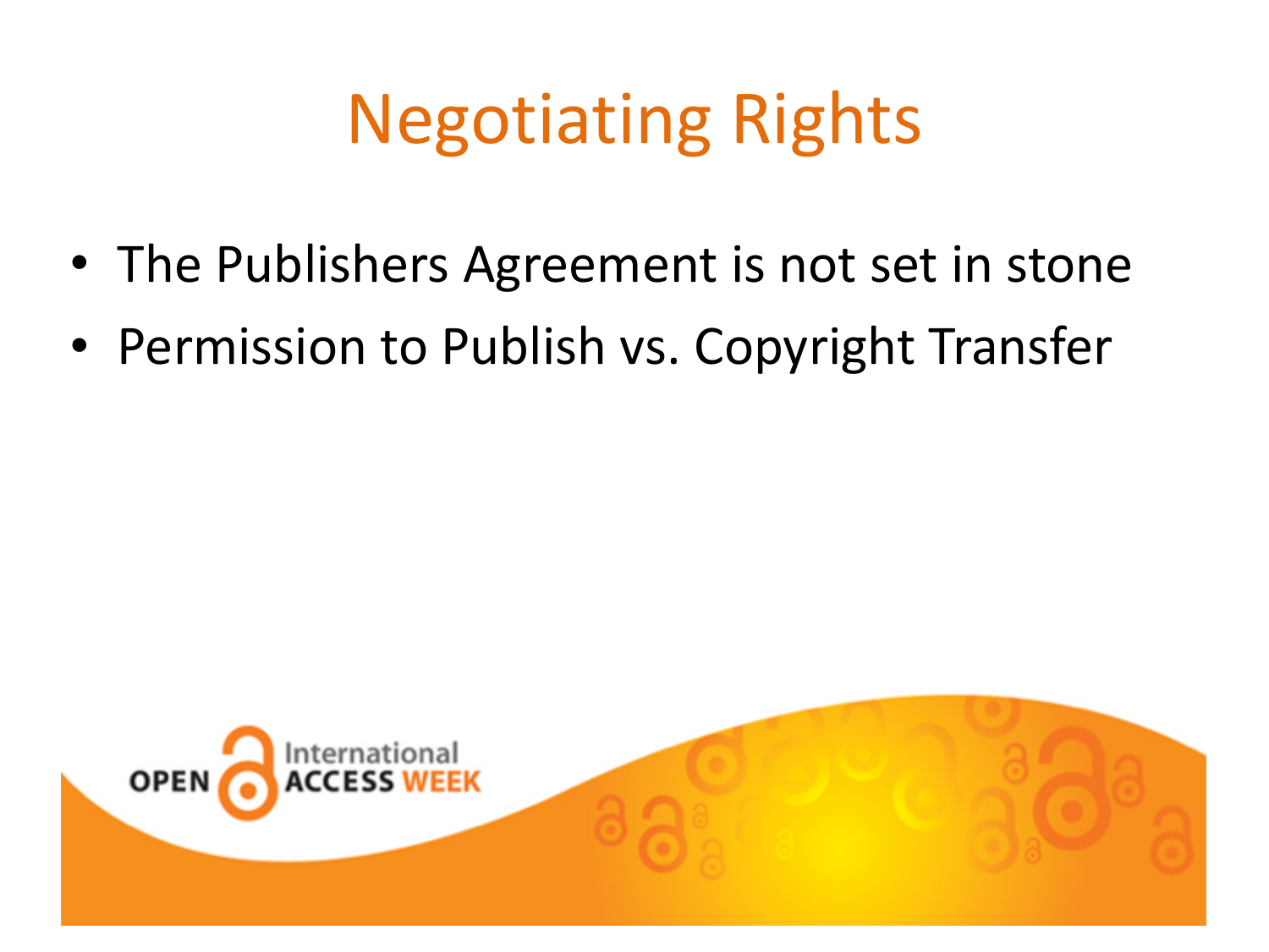# Negotiating Rights

- The Publishers Agreement is not set in stone
- Permission to Publish vs. Copyright Transfer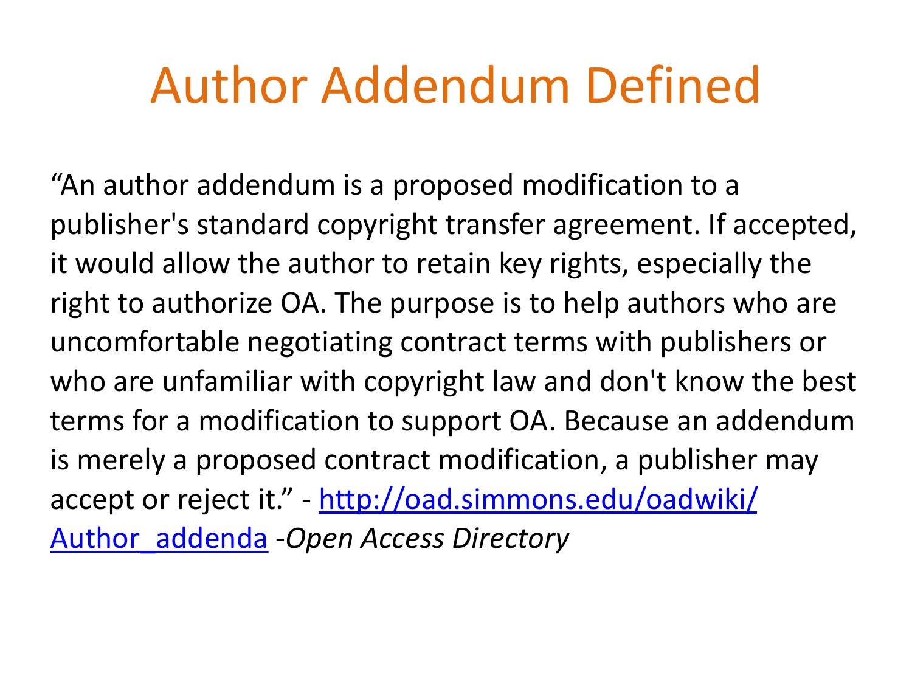# Author Addendum Defined

"An author addendum is a proposed modification to a publisher's standard copyright transfer agreement. If accepted, it would allow the author to retain key rights, especially the right to authorize OA. The purpose is to help authors who are uncomfortable negotiating contract terms with publishers or who are unfamiliar with copyright law and don't know the best terms for a modification to support OA. Because an addendum is merely a proposed contract modification, a publisher may accept or reject it." - [http://oad.simmons.edu/oadwiki/Author_addenda](http://oad.simmons.edu/oadwiki/Author_addenda) -*Open Access Directory*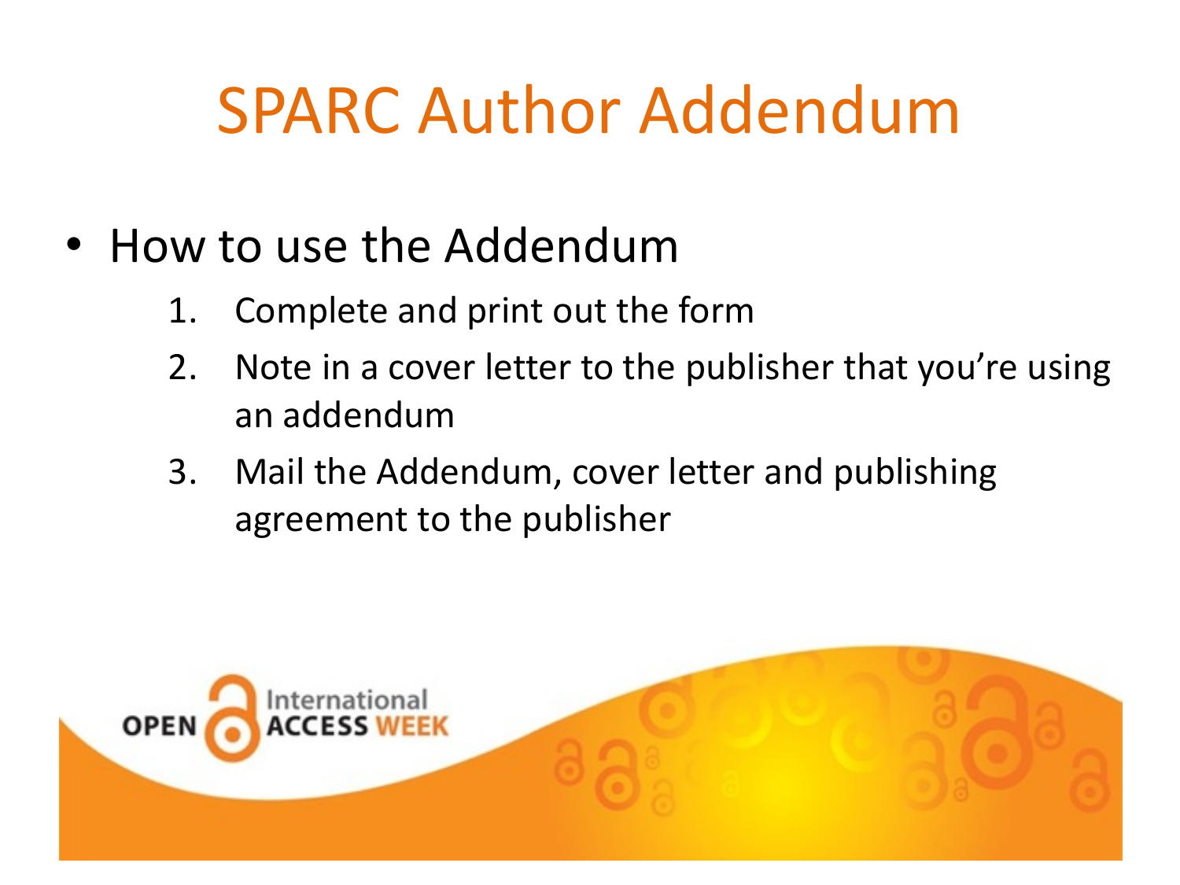# SPARC Author Addendum

- How to use the Addendum
  1. Complete and print out the form
  2. Note in a cover letter to the publisher that you're using an addendum
  3. Mail the Addendum, cover letter and publishing agreement to the publisher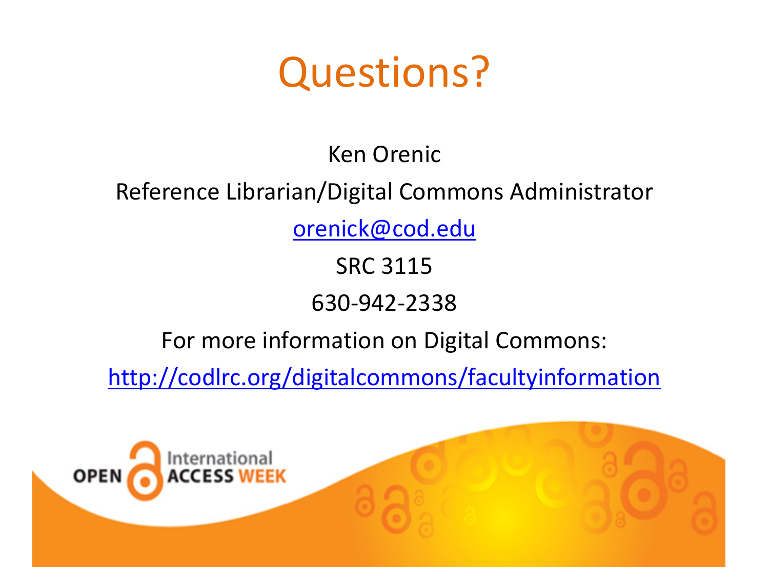# Questions?

Ken Orenic

Reference Librarian/Digital Commons Administrator

orenick@cod.edu

SRC 3115

630-942-2338

For more information on Digital Commons:

http://codlrc.org/digitalcommons/facultyinformation

OPEN International ACCESS WEEK